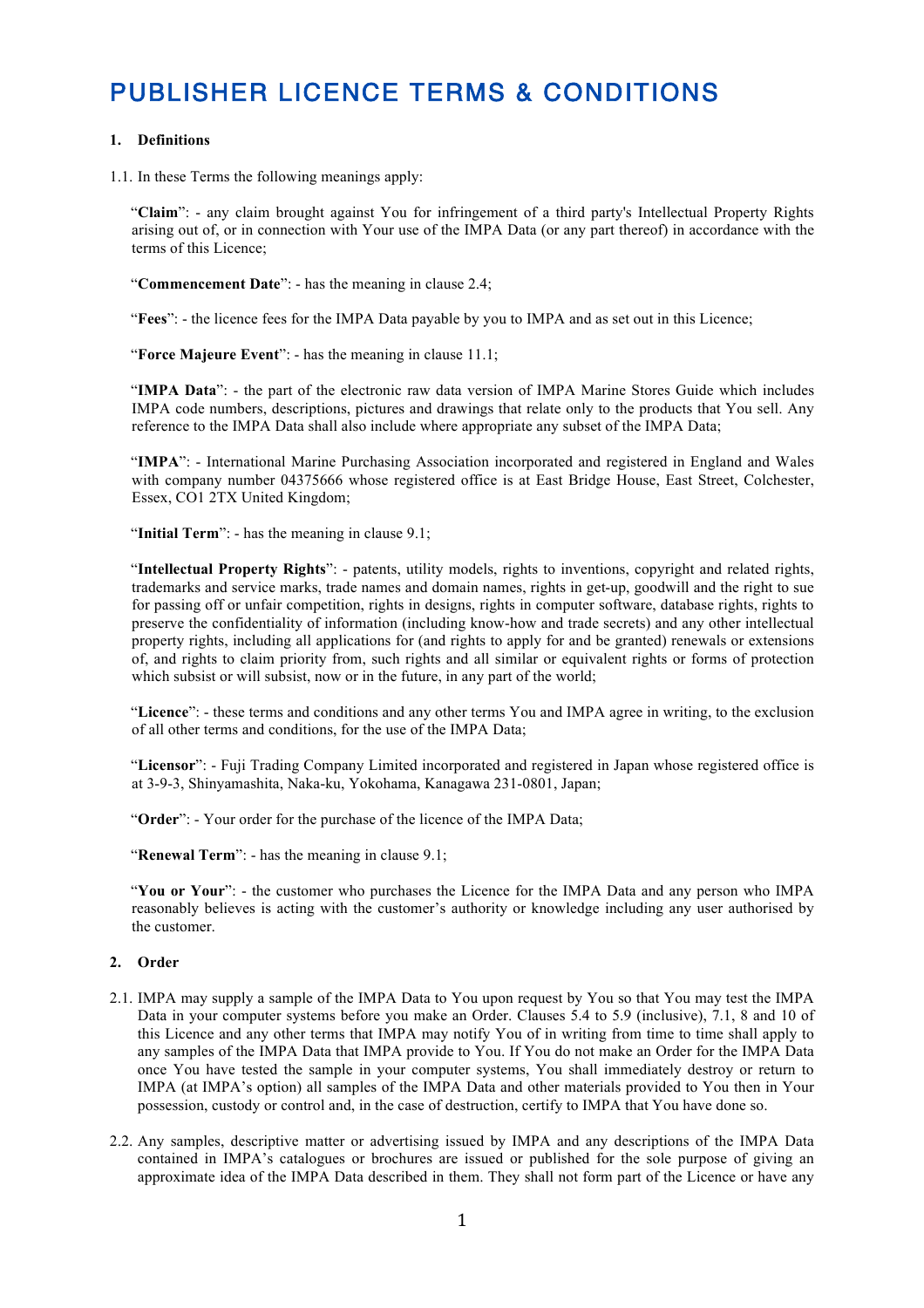# PUBLISHER LICENCE TERMS & CONDITIONS

**1. Definitions**

1.1. In these Terms the following meanings apply:

"**Claim**": - any claim brought against You for infringement of a third party's Intellectual Property Rights arising out of, or in connection with Your use of the IMPA Data (or any part thereof) in accordance with the terms of this Licence;

"**Commencement Date**": - has the meaning in clause 2.4;

"**Fees**": - the licence fees for the IMPA Data payable by you to IMPA and as set out in this Licence;

"**Force Majeure Event**": - has the meaning in clause 11.1;

"**IMPA Data**": - the part of the electronic raw data version of IMPA Marine Stores Guide which includes IMPA code numbers, descriptions, pictures and drawings that relate only to the products that You sell. Any reference to the IMPA Data shall also include where appropriate any subset of the IMPA Data;

"**IMPA**": - International Marine Purchasing Association incorporated and registered in England and Wales with company number 04375666 whose registered office is at East Bridge House, East Street, Colchester, Essex, CO1 2TX United Kingdom;

"**Initial Term**": - has the meaning in clause 9.1;

"**Intellectual Property Rights**": - patents, utility models, rights to inventions, copyright and related rights, trademarks and service marks, trade names and domain names, rights in get-up, goodwill and the right to sue for passing off or unfair competition, rights in designs, rights in computer software, database rights, rights to preserve the confidentiality of information (including know-how and trade secrets) and any other intellectual property rights, including all applications for (and rights to apply for and be granted) renewals or extensions of, and rights to claim priority from, such rights and all similar or equivalent rights or forms of protection which subsist or will subsist, now or in the future, in any part of the world;

"**Licence**": - these terms and conditions and any other terms You and IMPA agree in writing, to the exclusion of all other terms and conditions, for the use of the IMPA Data;

"**Licensor**": - Fuji Trading Company Limited incorporated and registered in Japan whose registered office is at 3-9-3, Shinyamashita, Naka-ku, Yokohama, Kanagawa 231-0801, Japan;

"**Order**": - Your order for the purchase of the licence of the IMPA Data;

"**Renewal Term**": - has the meaning in clause 9.1;

"**You or Your**": - the customer who purchases the Licence for the IMPA Data and any person who IMPA reasonably believes is acting with the customer's authority or knowledge including any user authorised by the customer.

**2. Order**

2.1. IMPA may supply a sample of the IMPA Data to You upon request by You so that You may test the IMPA Data in your computer systems before you make an Order. Clauses 5.4 to 5.9 (inclusive), 7.1, 8 and 10 of this Licence and any other terms that IMPA may notify You of in writing from time to time shall apply to any samples of the IMPA Data that IMPA provide to You. If You do not make an Order for the IMPA Data once You have tested the sample in your computer systems, You shall immediately destroy or return to IMPA (at IMPA's option) all samples of the IMPA Data and other materials provided to You then in Your possession, custody or control and, in the case of destruction, certify to IMPA that You have done so.

2.2. Any samples, descriptive matter or advertising issued by IMPA and any descriptions of the IMPA Data contained in IMPA's catalogues or brochures are issued or published for the sole purpose of giving an approximate idea of the IMPA Data described in them. They shall not form part of the Licence or have any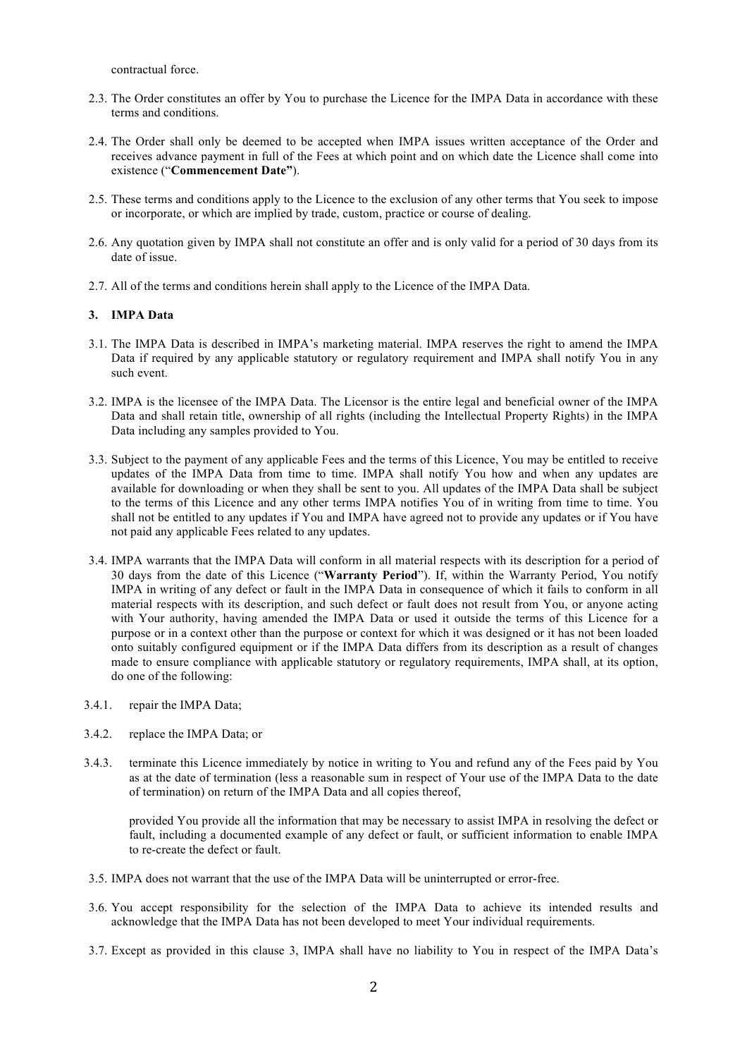contractual force.

2.3. The Order constitutes an offer by You to purchase the Licence for the IMPA Data in accordance with these terms and conditions.

2.4. The Order shall only be deemed to be accepted when IMPA issues written acceptance of the Order and receives advance payment in full of the Fees at which point and on which date the Licence shall come into existence ("**Commencement Date"**).

2.5. These terms and conditions apply to the Licence to the exclusion of any other terms that You seek to impose or incorporate, or which are implied by trade, custom, practice or course of dealing.

2.6. Any quotation given by IMPA shall not constitute an offer and is only valid for a period of 30 days from its date of issue.

2.7. All of the terms and conditions herein shall apply to the Licence of the IMPA Data.

**3. IMPA Data**

3.1. The IMPA Data is described in IMPA's marketing material. IMPA reserves the right to amend the IMPA Data if required by any applicable statutory or regulatory requirement and IMPA shall notify You in any such event.

3.2. IMPA is the licensee of the IMPA Data. The Licensor is the entire legal and beneficial owner of the IMPA Data and shall retain title, ownership of all rights (including the Intellectual Property Rights) in the IMPA Data including any samples provided to You.

3.3. Subject to the payment of any applicable Fees and the terms of this Licence, You may be entitled to receive updates of the IMPA Data from time to time. IMPA shall notify You how and when any updates are available for downloading or when they shall be sent to you. All updates of the IMPA Data shall be subject to the terms of this Licence and any other terms IMPA notifies You of in writing from time to time. You shall not be entitled to any updates if You and IMPA have agreed not to provide any updates or if You have not paid any applicable Fees related to any updates.

3.4. IMPA warrants that the IMPA Data will conform in all material respects with its description for a period of 30 days from the date of this Licence ("**Warranty Period**"). If, within the Warranty Period, You notify IMPA in writing of any defect or fault in the IMPA Data in consequence of which it fails to conform in all material respects with its description, and such defect or fault does not result from You, or anyone acting with Your authority, having amended the IMPA Data or used it outside the terms of this Licence for a purpose or in a context other than the purpose or context for which it was designed or it has not been loaded onto suitably configured equipment or if the IMPA Data differs from its description as a result of changes made to ensure compliance with applicable statutory or regulatory requirements, IMPA shall, at its option, do one of the following:

3.4.1. repair the IMPA Data;

3.4.2. replace the IMPA Data; or

3.4.3. terminate this Licence immediately by notice in writing to You and refund any of the Fees paid by You as at the date of termination (less a reasonable sum in respect of Your use of the IMPA Data to the date of termination) on return of the IMPA Data and all copies thereof,

provided You provide all the information that may be necessary to assist IMPA in resolving the defect or fault, including a documented example of any defect or fault, or sufficient information to enable IMPA to re-create the defect or fault.

3.5. IMPA does not warrant that the use of the IMPA Data will be uninterrupted or error-free.

3.6. You accept responsibility for the selection of the IMPA Data to achieve its intended results and acknowledge that the IMPA Data has not been developed to meet Your individual requirements.

3.7. Except as provided in this clause 3, IMPA shall have no liability to You in respect of the IMPA Data's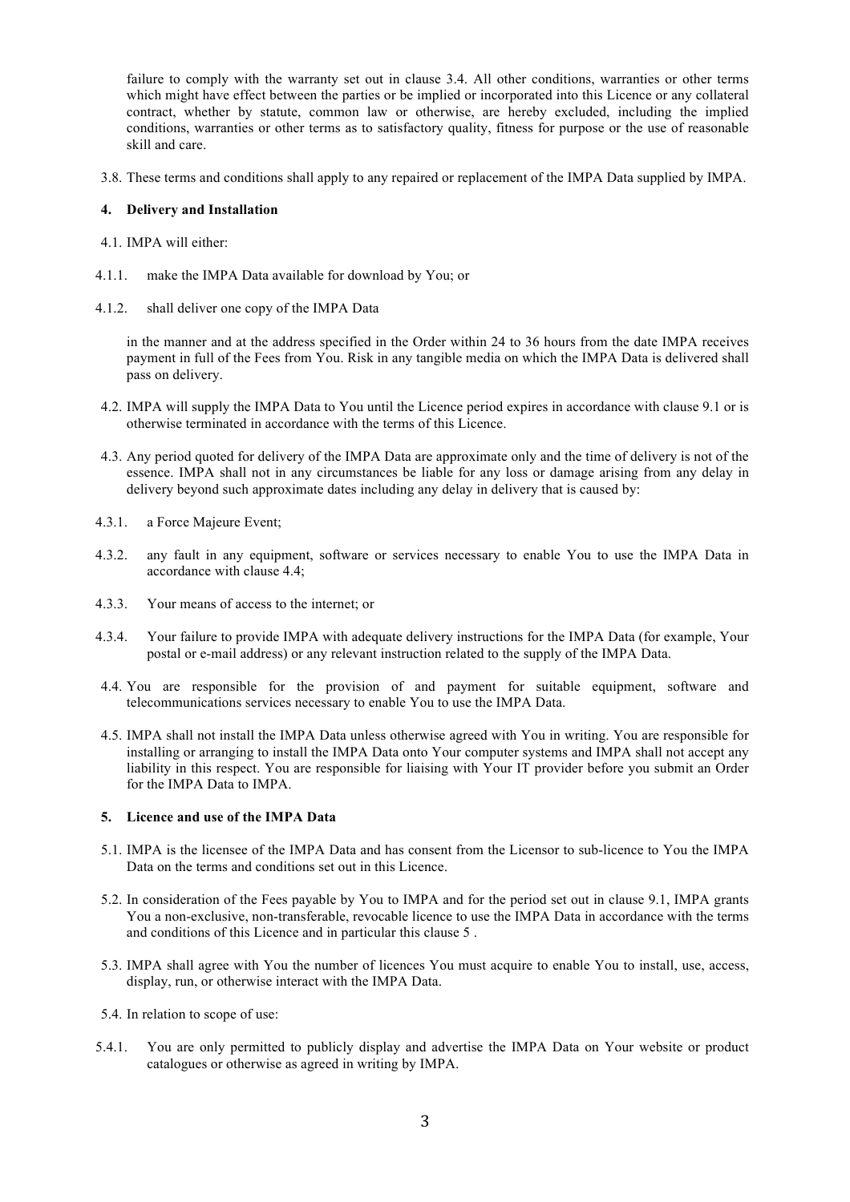failure to comply with the warranty set out in clause 3.4. All other conditions, warranties or other terms which might have effect between the parties or be implied or incorporated into this Licence or any collateral contract, whether by statute, common law or otherwise, are hereby excluded, including the implied conditions, warranties or other terms as to satisfactory quality, fitness for purpose or the use of reasonable skill and care.

3.8. These terms and conditions shall apply to any repaired or replacement of the IMPA Data supplied by IMPA.

**4. Delivery and Installation**

4.1. IMPA will either:

4.1.1. make the IMPA Data available for download by You; or

4.1.2. shall deliver one copy of the IMPA Data

in the manner and at the address specified in the Order within 24 to 36 hours from the date IMPA receives payment in full of the Fees from You. Risk in any tangible media on which the IMPA Data is delivered shall pass on delivery.

4.2. IMPA will supply the IMPA Data to You until the Licence period expires in accordance with clause 9.1 or is otherwise terminated in accordance with the terms of this Licence.

4.3. Any period quoted for delivery of the IMPA Data are approximate only and the time of delivery is not of the essence. IMPA shall not in any circumstances be liable for any loss or damage arising from any delay in delivery beyond such approximate dates including any delay in delivery that is caused by:

4.3.1. a Force Majeure Event;

4.3.2. any fault in any equipment, software or services necessary to enable You to use the IMPA Data in accordance with clause 4.4;

4.3.3. Your means of access to the internet; or

4.3.4. Your failure to provide IMPA with adequate delivery instructions for the IMPA Data (for example, Your postal or e-mail address) or any relevant instruction related to the supply of the IMPA Data.

4.4. You are responsible for the provision of and payment for suitable equipment, software and telecommunications services necessary to enable You to use the IMPA Data.

4.5. IMPA shall not install the IMPA Data unless otherwise agreed with You in writing. You are responsible for installing or arranging to install the IMPA Data onto Your computer systems and IMPA shall not accept any liability in this respect. You are responsible for liaising with Your IT provider before you submit an Order for the IMPA Data to IMPA.

**5. Licence and use of the IMPA Data**

5.1. IMPA is the licensee of the IMPA Data and has consent from the Licensor to sub-licence to You the IMPA Data on the terms and conditions set out in this Licence.

5.2. In consideration of the Fees payable by You to IMPA and for the period set out in clause 9.1, IMPA grants You a non-exclusive, non-transferable, revocable licence to use the IMPA Data in accordance with the terms and conditions of this Licence and in particular this clause 5 .

5.3. IMPA shall agree with You the number of licences You must acquire to enable You to install, use, access, display, run, or otherwise interact with the IMPA Data.

5.4. In relation to scope of use:

5.4.1. You are only permitted to publicly display and advertise the IMPA Data on Your website or product catalogues or otherwise as agreed in writing by IMPA.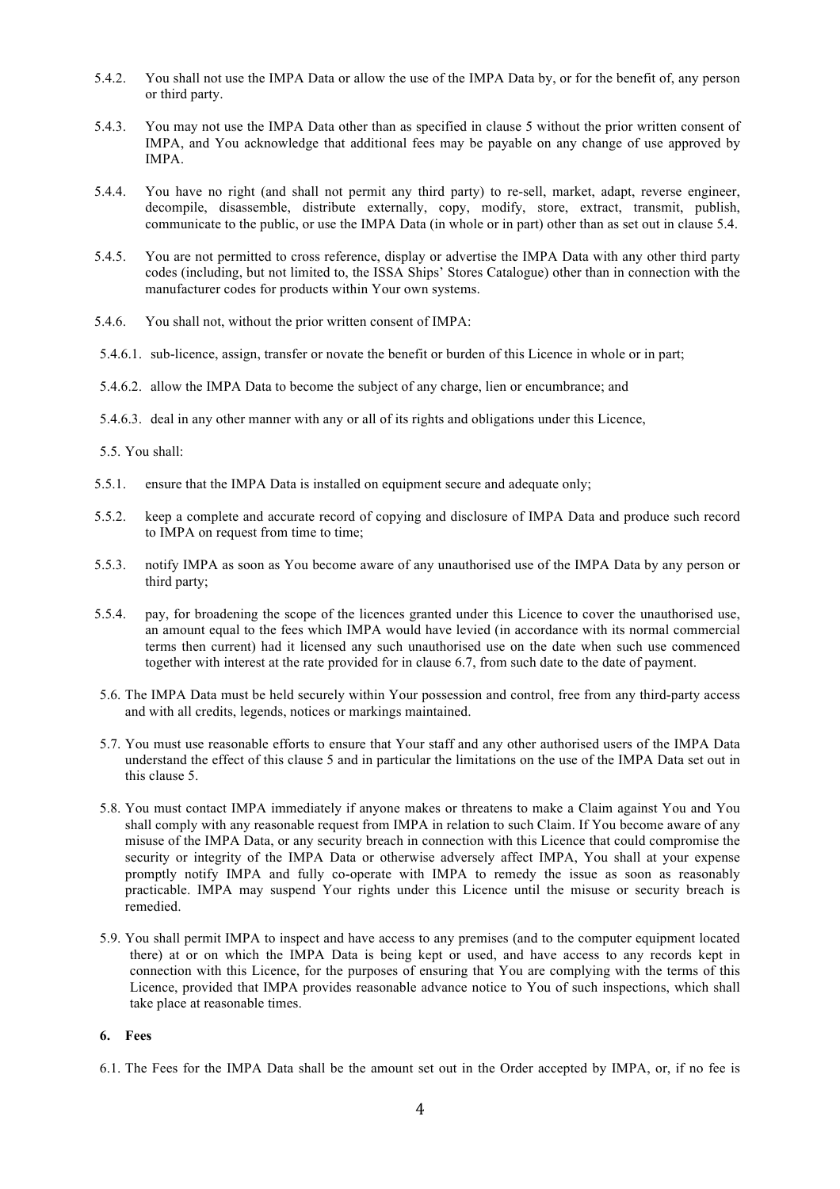5.4.2. You shall not use the IMPA Data or allow the use of the IMPA Data by, or for the benefit of, any person or third party.

5.4.3. You may not use the IMPA Data other than as specified in clause 5 without the prior written consent of IMPA, and You acknowledge that additional fees may be payable on any change of use approved by IMPA.

5.4.4. You have no right (and shall not permit any third party) to re-sell, market, adapt, reverse engineer, decompile, disassemble, distribute externally, copy, modify, store, extract, transmit, publish, communicate to the public, or use the IMPA Data (in whole or in part) other than as set out in clause 5.4.

5.4.5. You are not permitted to cross reference, display or advertise the IMPA Data with any other third party codes (including, but not limited to, the ISSA Ships' Stores Catalogue) other than in connection with the manufacturer codes for products within Your own systems.

5.4.6. You shall not, without the prior written consent of IMPA:

5.4.6.1. sub-licence, assign, transfer or novate the benefit or burden of this Licence in whole or in part;

5.4.6.2. allow the IMPA Data to become the subject of any charge, lien or encumbrance; and

5.4.6.3. deal in any other manner with any or all of its rights and obligations under this Licence,

5.5. You shall:

5.5.1. ensure that the IMPA Data is installed on equipment secure and adequate only;

5.5.2. keep a complete and accurate record of copying and disclosure of IMPA Data and produce such record to IMPA on request from time to time;

5.5.3. notify IMPA as soon as You become aware of any unauthorised use of the IMPA Data by any person or third party;

5.5.4. pay, for broadening the scope of the licences granted under this Licence to cover the unauthorised use, an amount equal to the fees which IMPA would have levied (in accordance with its normal commercial terms then current) had it licensed any such unauthorised use on the date when such use commenced together with interest at the rate provided for in clause 6.7, from such date to the date of payment.

5.6. The IMPA Data must be held securely within Your possession and control, free from any third-party access and with all credits, legends, notices or markings maintained.

5.7. You must use reasonable efforts to ensure that Your staff and any other authorised users of the IMPA Data understand the effect of this clause 5 and in particular the limitations on the use of the IMPA Data set out in this clause 5.

5.8. You must contact IMPA immediately if anyone makes or threatens to make a Claim against You and You shall comply with any reasonable request from IMPA in relation to such Claim. If You become aware of any misuse of the IMPA Data, or any security breach in connection with this Licence that could compromise the security or integrity of the IMPA Data or otherwise adversely affect IMPA, You shall at your expense promptly notify IMPA and fully co-operate with IMPA to remedy the issue as soon as reasonably practicable. IMPA may suspend Your rights under this Licence until the misuse or security breach is remedied.

5.9. You shall permit IMPA to inspect and have access to any premises (and to the computer equipment located there) at or on which the IMPA Data is being kept or used, and have access to any records kept in connection with this Licence, for the purposes of ensuring that You are complying with the terms of this Licence, provided that IMPA provides reasonable advance notice to You of such inspections, which shall take place at reasonable times.

## 6. Fees

6.1. The Fees for the IMPA Data shall be the amount set out in the Order accepted by IMPA, or, if no fee is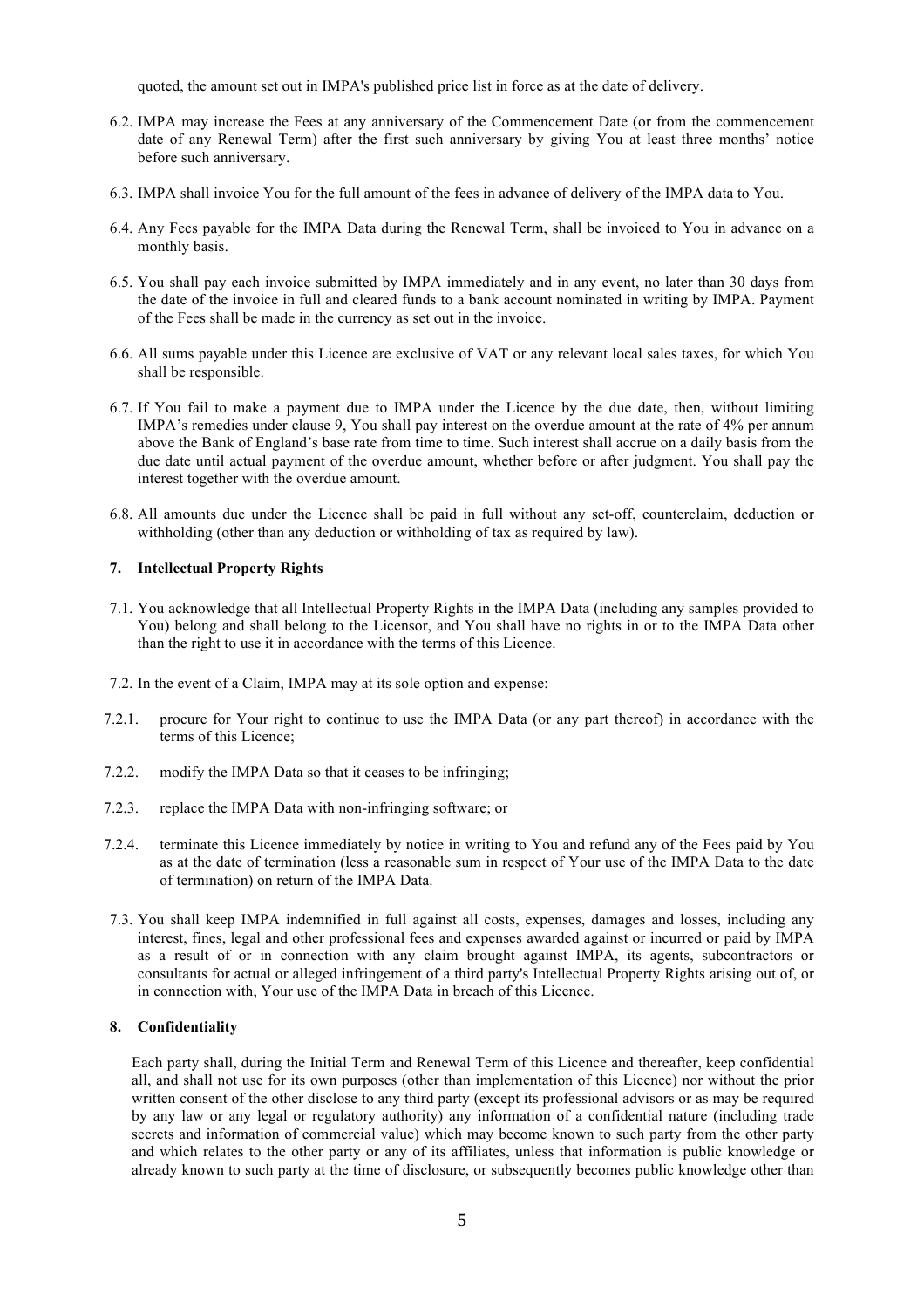quoted, the amount set out in IMPA's published price list in force as at the date of delivery.

6.2. IMPA may increase the Fees at any anniversary of the Commencement Date (or from the commencement date of any Renewal Term) after the first such anniversary by giving You at least three months' notice before such anniversary.

6.3. IMPA shall invoice You for the full amount of the fees in advance of delivery of the IMPA data to You.

6.4. Any Fees payable for the IMPA Data during the Renewal Term, shall be invoiced to You in advance on a monthly basis.

6.5. You shall pay each invoice submitted by IMPA immediately and in any event, no later than 30 days from the date of the invoice in full and cleared funds to a bank account nominated in writing by IMPA. Payment of the Fees shall be made in the currency as set out in the invoice.

6.6. All sums payable under this Licence are exclusive of VAT or any relevant local sales taxes, for which You shall be responsible.

6.7. If You fail to make a payment due to IMPA under the Licence by the due date, then, without limiting IMPA's remedies under clause 9, You shall pay interest on the overdue amount at the rate of 4% per annum above the Bank of England's base rate from time to time. Such interest shall accrue on a daily basis from the due date until actual payment of the overdue amount, whether before or after judgment. You shall pay the interest together with the overdue amount.

6.8. All amounts due under the Licence shall be paid in full without any set-off, counterclaim, deduction or withholding (other than any deduction or withholding of tax as required by law).

## 7. Intellectual Property Rights

7.1. You acknowledge that all Intellectual Property Rights in the IMPA Data (including any samples provided to You) belong and shall belong to the Licensor, and You shall have no rights in or to the IMPA Data other than the right to use it in accordance with the terms of this Licence.

7.2. In the event of a Claim, IMPA may at its sole option and expense:

7.2.1. procure for Your right to continue to use the IMPA Data (or any part thereof) in accordance with the terms of this Licence;

7.2.2. modify the IMPA Data so that it ceases to be infringing;

7.2.3. replace the IMPA Data with non-infringing software; or

7.2.4. terminate this Licence immediately by notice in writing to You and refund any of the Fees paid by You as at the date of termination (less a reasonable sum in respect of Your use of the IMPA Data to the date of termination) on return of the IMPA Data.

7.3. You shall keep IMPA indemnified in full against all costs, expenses, damages and losses, including any interest, fines, legal and other professional fees and expenses awarded against or incurred or paid by IMPA as a result of or in connection with any claim brought against IMPA, its agents, subcontractors or consultants for actual or alleged infringement of a third party's Intellectual Property Rights arising out of, or in connection with, Your use of the IMPA Data in breach of this Licence.

## 8. Confidentiality

Each party shall, during the Initial Term and Renewal Term of this Licence and thereafter, keep confidential all, and shall not use for its own purposes (other than implementation of this Licence) nor without the prior written consent of the other disclose to any third party (except its professional advisors or as may be required by any law or any legal or regulatory authority) any information of a confidential nature (including trade secrets and information of commercial value) which may become known to such party from the other party and which relates to the other party or any of its affiliates, unless that information is public knowledge or already known to such party at the time of disclosure, or subsequently becomes public knowledge other than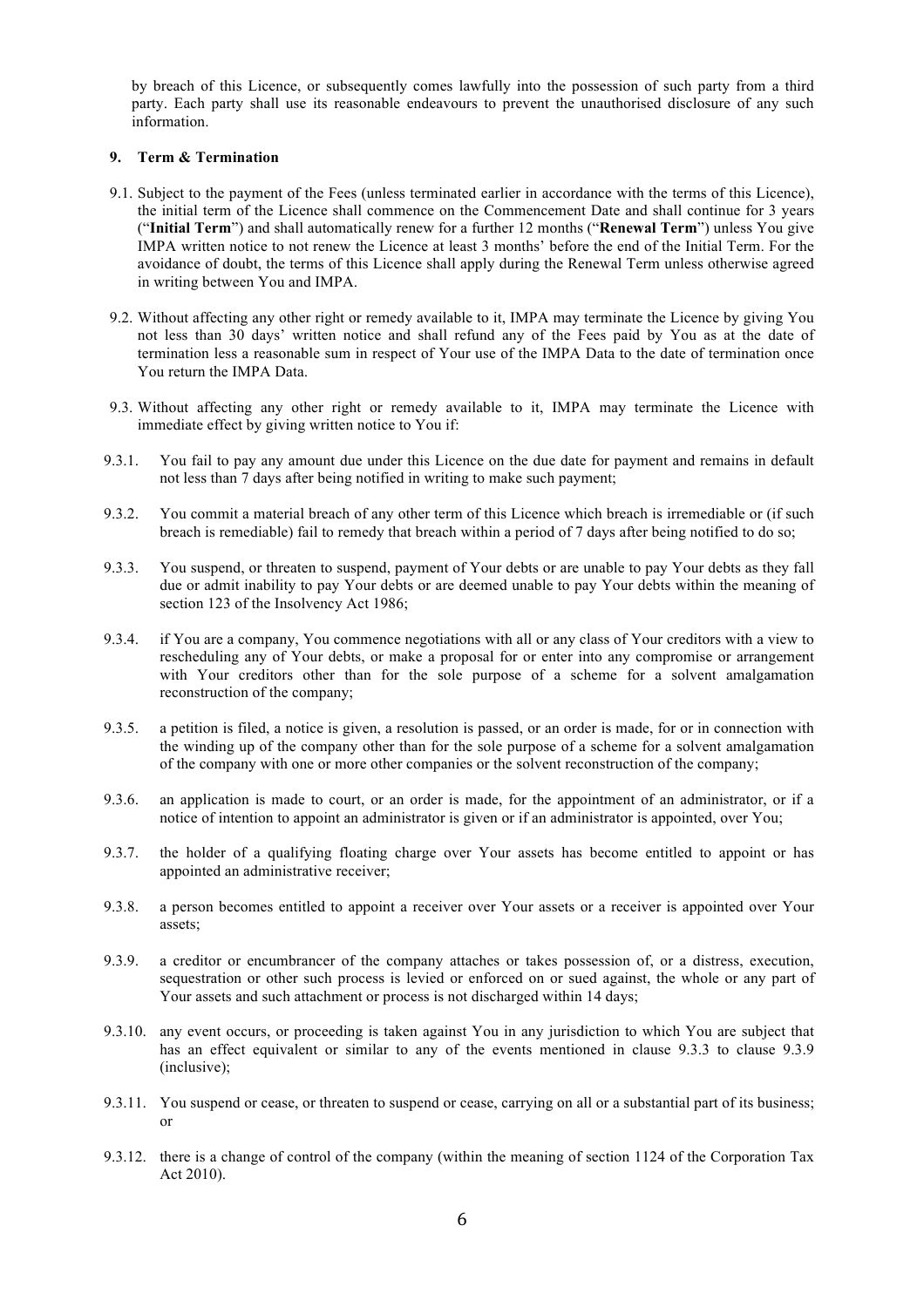by breach of this Licence, or subsequently comes lawfully into the possession of such party from a third party. Each party shall use its reasonable endeavours to prevent the unauthorised disclosure of any such information.

## 9. Term & Termination

9.1. Subject to the payment of the Fees (unless terminated earlier in accordance with the terms of this Licence), the initial term of the Licence shall commence on the Commencement Date and shall continue for 3 years ("**Initial Term**") and shall automatically renew for a further 12 months ("**Renewal Term**") unless You give IMPA written notice to not renew the Licence at least 3 months' before the end of the Initial Term. For the avoidance of doubt, the terms of this Licence shall apply during the Renewal Term unless otherwise agreed in writing between You and IMPA.

9.2. Without affecting any other right or remedy available to it, IMPA may terminate the Licence by giving You not less than 30 days' written notice and shall refund any of the Fees paid by You as at the date of termination less a reasonable sum in respect of Your use of the IMPA Data to the date of termination once You return the IMPA Data.

9.3. Without affecting any other right or remedy available to it, IMPA may terminate the Licence with immediate effect by giving written notice to You if:

9.3.1. You fail to pay any amount due under this Licence on the due date for payment and remains in default not less than 7 days after being notified in writing to make such payment;

9.3.2. You commit a material breach of any other term of this Licence which breach is irremediable or (if such breach is remediable) fail to remedy that breach within a period of 7 days after being notified to do so;

9.3.3. You suspend, or threaten to suspend, payment of Your debts or are unable to pay Your debts as they fall due or admit inability to pay Your debts or are deemed unable to pay Your debts within the meaning of section 123 of the Insolvency Act 1986;

9.3.4. if You are a company, You commence negotiations with all or any class of Your creditors with a view to rescheduling any of Your debts, or make a proposal for or enter into any compromise or arrangement with Your creditors other than for the sole purpose of a scheme for a solvent amalgamation reconstruction of the company;

9.3.5. a petition is filed, a notice is given, a resolution is passed, or an order is made, for or in connection with the winding up of the company other than for the sole purpose of a scheme for a solvent amalgamation of the company with one or more other companies or the solvent reconstruction of the company;

9.3.6. an application is made to court, or an order is made, for the appointment of an administrator, or if a notice of intention to appoint an administrator is given or if an administrator is appointed, over You;

9.3.7. the holder of a qualifying floating charge over Your assets has become entitled to appoint or has appointed an administrative receiver;

9.3.8. a person becomes entitled to appoint a receiver over Your assets or a receiver is appointed over Your assets;

9.3.9. a creditor or encumbrancer of the company attaches or takes possession of, or a distress, execution, sequestration or other such process is levied or enforced on or sued against, the whole or any part of Your assets and such attachment or process is not discharged within 14 days;

9.3.10. any event occurs, or proceeding is taken against You in any jurisdiction to which You are subject that has an effect equivalent or similar to any of the events mentioned in clause 9.3.3 to clause 9.3.9 (inclusive);

9.3.11. You suspend or cease, or threaten to suspend or cease, carrying on all or a substantial part of its business; or

9.3.12. there is a change of control of the company (within the meaning of section 1124 of the Corporation Tax Act 2010).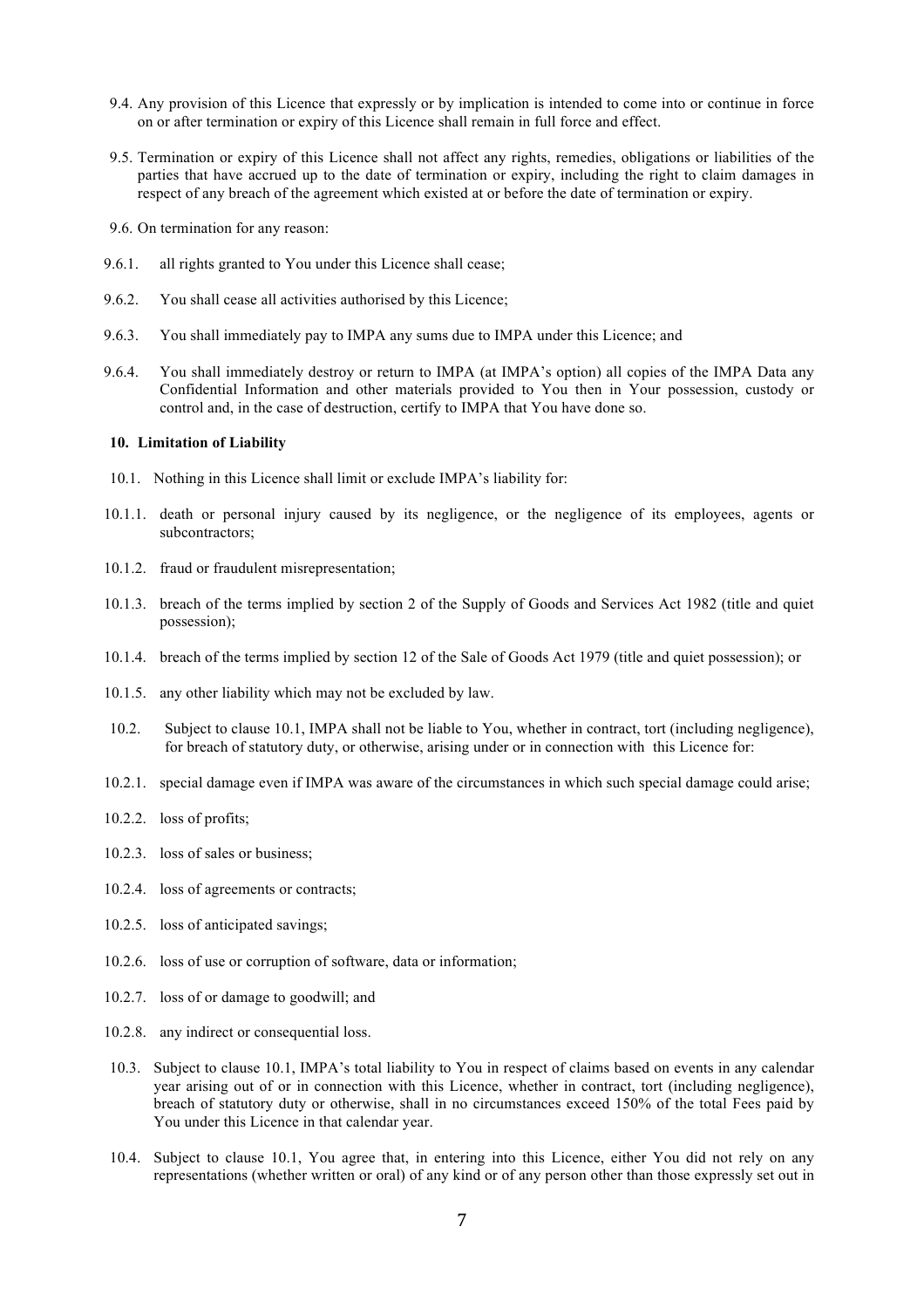9.4. Any provision of this Licence that expressly or by implication is intended to come into or continue in force on or after termination or expiry of this Licence shall remain in full force and effect.

9.5. Termination or expiry of this Licence shall not affect any rights, remedies, obligations or liabilities of the parties that have accrued up to the date of termination or expiry, including the right to claim damages in respect of any breach of the agreement which existed at or before the date of termination or expiry.

9.6. On termination for any reason:

9.6.1. all rights granted to You under this Licence shall cease;

9.6.2. You shall cease all activities authorised by this Licence;

9.6.3. You shall immediately pay to IMPA any sums due to IMPA under this Licence; and

9.6.4. You shall immediately destroy or return to IMPA (at IMPA's option) all copies of the IMPA Data any Confidential Information and other materials provided to You then in Your possession, custody or control and, in the case of destruction, certify to IMPA that You have done so.

**10. Limitation of Liability**

10.1. Nothing in this Licence shall limit or exclude IMPA's liability for:

10.1.1. death or personal injury caused by its negligence, or the negligence of its employees, agents or subcontractors;

10.1.2. fraud or fraudulent misrepresentation;

10.1.3. breach of the terms implied by section 2 of the Supply of Goods and Services Act 1982 (title and quiet possession);

10.1.4. breach of the terms implied by section 12 of the Sale of Goods Act 1979 (title and quiet possession); or

10.1.5. any other liability which may not be excluded by law.

10.2. Subject to clause 10.1, IMPA shall not be liable to You, whether in contract, tort (including negligence), for breach of statutory duty, or otherwise, arising under or in connection with this Licence for:

10.2.1. special damage even if IMPA was aware of the circumstances in which such special damage could arise;

10.2.2. loss of profits;

10.2.3. loss of sales or business;

10.2.4. loss of agreements or contracts;

10.2.5. loss of anticipated savings;

10.2.6. loss of use or corruption of software, data or information;

10.2.7. loss of or damage to goodwill; and

10.2.8. any indirect or consequential loss.

10.3. Subject to clause 10.1, IMPA's total liability to You in respect of claims based on events in any calendar year arising out of or in connection with this Licence, whether in contract, tort (including negligence), breach of statutory duty or otherwise, shall in no circumstances exceed 150% of the total Fees paid by You under this Licence in that calendar year.

10.4. Subject to clause 10.1, You agree that, in entering into this Licence, either You did not rely on any representations (whether written or oral) of any kind or of any person other than those expressly set out in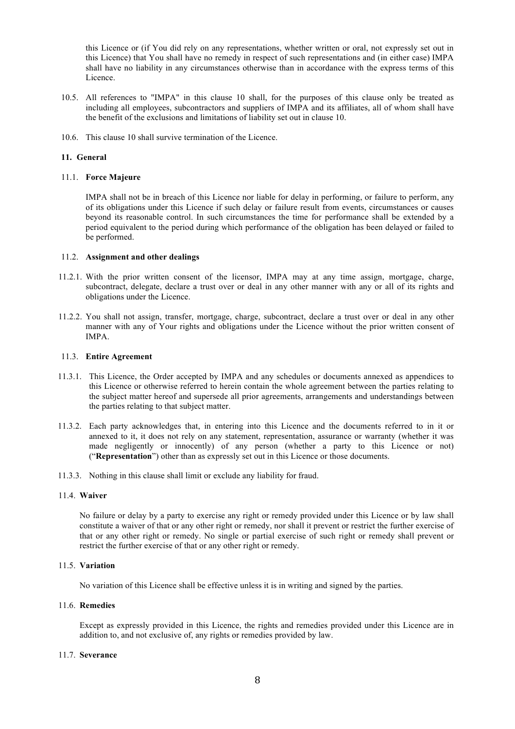this Licence or (if You did rely on any representations, whether written or oral, not expressly set out in this Licence) that You shall have no remedy in respect of such representations and (in either case) IMPA shall have no liability in any circumstances otherwise than in accordance with the express terms of this Licence.

10.5. All references to "IMPA" in this clause 10 shall, for the purposes of this clause only be treated as including all employees, subcontractors and suppliers of IMPA and its affiliates, all of whom shall have the benefit of the exclusions and limitations of liability set out in clause 10.

10.6. This clause 10 shall survive termination of the Licence.

## 11. General

### 11.1. Force Majeure

IMPA shall not be in breach of this Licence nor liable for delay in performing, or failure to perform, any of its obligations under this Licence if such delay or failure result from events, circumstances or causes beyond its reasonable control. In such circumstances the time for performance shall be extended by a period equivalent to the period during which performance of the obligation has been delayed or failed to be performed.

### 11.2. Assignment and other dealings

11.2.1. With the prior written consent of the licensor, IMPA may at any time assign, mortgage, charge, subcontract, delegate, declare a trust over or deal in any other manner with any or all of its rights and obligations under the Licence.

11.2.2. You shall not assign, transfer, mortgage, charge, subcontract, declare a trust over or deal in any other manner with any of Your rights and obligations under the Licence without the prior written consent of IMPA.

### 11.3. Entire Agreement

11.3.1. This Licence, the Order accepted by IMPA and any schedules or documents annexed as appendices to this Licence or otherwise referred to herein contain the whole agreement between the parties relating to the subject matter hereof and supersede all prior agreements, arrangements and understandings between the parties relating to that subject matter.

11.3.2. Each party acknowledges that, in entering into this Licence and the documents referred to in it or annexed to it, it does not rely on any statement, representation, assurance or warranty (whether it was made negligently or innocently) of any person (whether a party to this Licence or not) ("**Representation**") other than as expressly set out in this Licence or those documents.

11.3.3. Nothing in this clause shall limit or exclude any liability for fraud.

### 11.4. Waiver

No failure or delay by a party to exercise any right or remedy provided under this Licence or by law shall constitute a waiver of that or any other right or remedy, nor shall it prevent or restrict the further exercise of that or any other right or remedy. No single or partial exercise of such right or remedy shall prevent or restrict the further exercise of that or any other right or remedy.

### 11.5. Variation

No variation of this Licence shall be effective unless it is in writing and signed by the parties.

### 11.6. Remedies

Except as expressly provided in this Licence, the rights and remedies provided under this Licence are in addition to, and not exclusive of, any rights or remedies provided by law.

### 11.7. Severance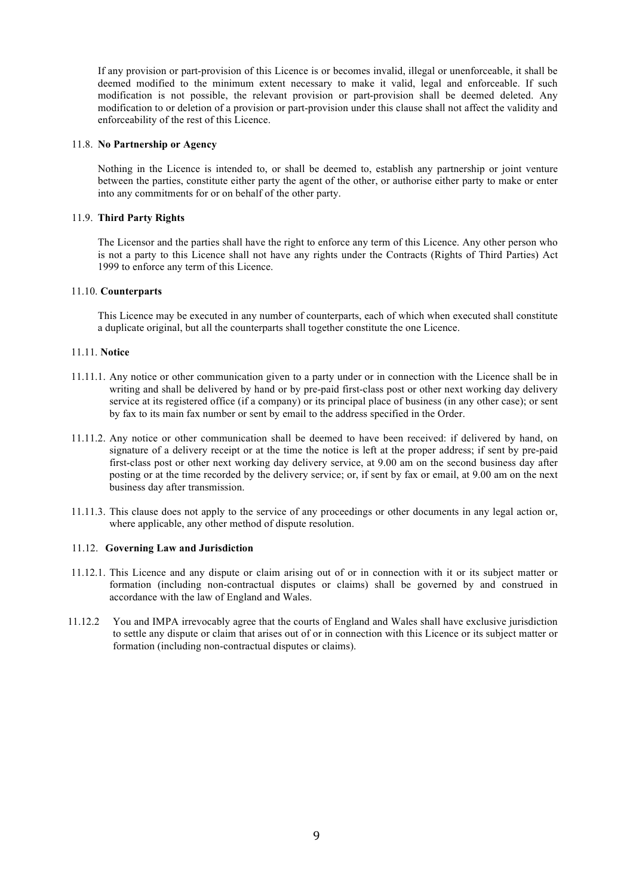If any provision or part-provision of this Licence is or becomes invalid, illegal or unenforceable, it shall be deemed modified to the minimum extent necessary to make it valid, legal and enforceable. If such modification is not possible, the relevant provision or part-provision shall be deemed deleted. Any modification to or deletion of a provision or part-provision under this clause shall not affect the validity and enforceability of the rest of this Licence.

11.8. **No Partnership or Agency**

Nothing in the Licence is intended to, or shall be deemed to, establish any partnership or joint venture between the parties, constitute either party the agent of the other, or authorise either party to make or enter into any commitments for or on behalf of the other party.

11.9. **Third Party Rights**

The Licensor and the parties shall have the right to enforce any term of this Licence. Any other person who is not a party to this Licence shall not have any rights under the Contracts (Rights of Third Parties) Act 1999 to enforce any term of this Licence.

11.10. **Counterparts**

This Licence may be executed in any number of counterparts, each of which when executed shall constitute a duplicate original, but all the counterparts shall together constitute the one Licence.

11.11. **Notice**

11.11.1. Any notice or other communication given to a party under or in connection with the Licence shall be in writing and shall be delivered by hand or by pre-paid first-class post or other next working day delivery service at its registered office (if a company) or its principal place of business (in any other case); or sent by fax to its main fax number or sent by email to the address specified in the Order.

11.11.2. Any notice or other communication shall be deemed to have been received: if delivered by hand, on signature of a delivery receipt or at the time the notice is left at the proper address; if sent by pre-paid first-class post or other next working day delivery service, at 9.00 am on the second business day after posting or at the time recorded by the delivery service; or, if sent by fax or email, at 9.00 am on the next business day after transmission.

11.11.3. This clause does not apply to the service of any proceedings or other documents in any legal action or, where applicable, any other method of dispute resolution.

11.12. **Governing Law and Jurisdiction**

11.12.1. This Licence and any dispute or claim arising out of or in connection with it or its subject matter or formation (including non-contractual disputes or claims) shall be governed by and construed in accordance with the law of England and Wales.

11.12.2 You and IMPA irrevocably agree that the courts of England and Wales shall have exclusive jurisdiction to settle any dispute or claim that arises out of or in connection with this Licence or its subject matter or formation (including non-contractual disputes or claims).